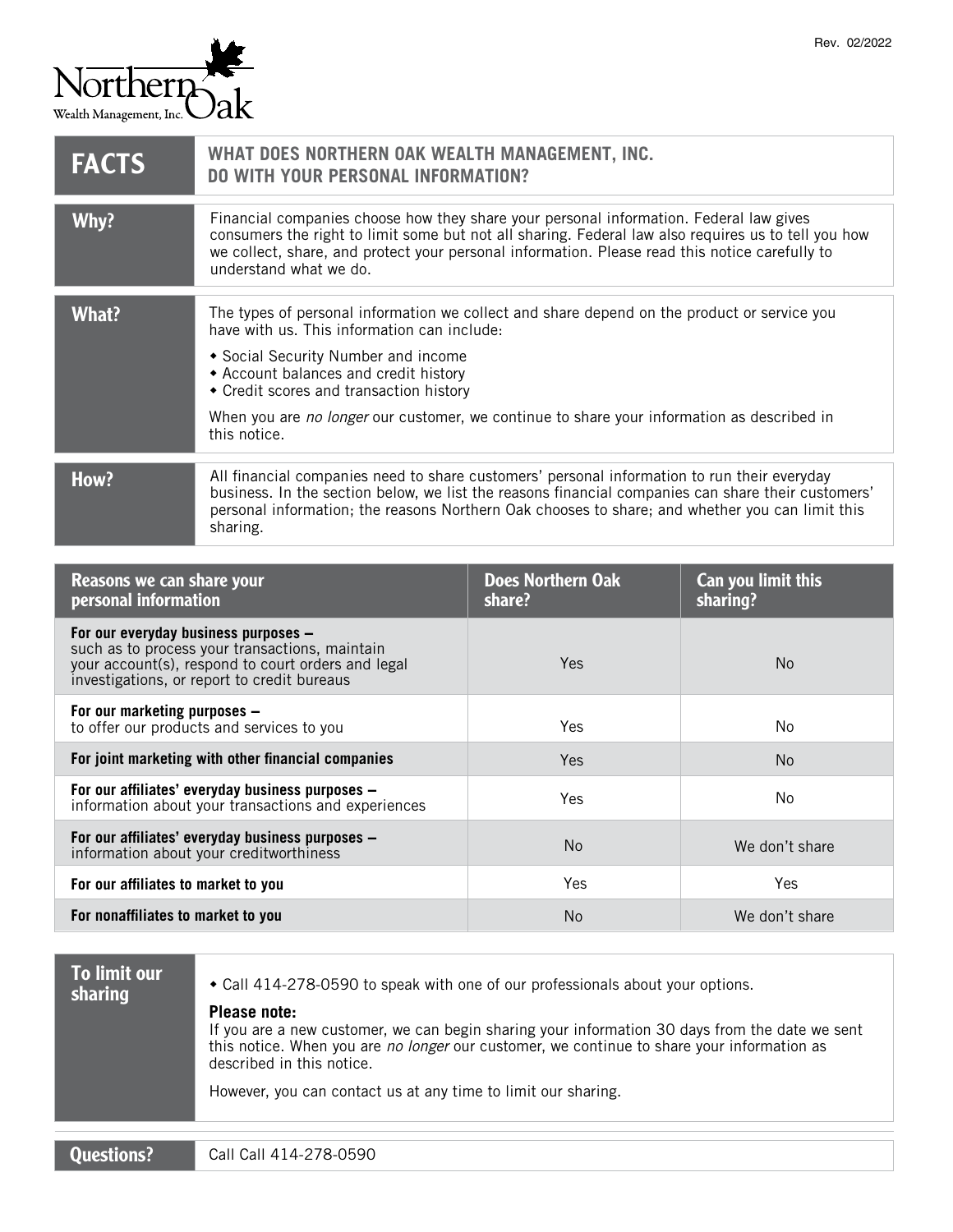Rev. 02/2022

Northern Oak Wealth Management, Inc.

| FACTS | WHAT DOES NORTHERN OAK WEALTH MANAGEMENT, INC. DO WITH YOUR PERSONAL INFORMATION? |
|---|---|
| **Why?** | Financial companies choose how they share your personal information. Federal law gives consumers the right to limit some but not all sharing. Federal law also requires us to tell you how we collect, share, and protect your personal information. Please read this notice carefully to understand what we do. |
| **What?** | The types of personal information we collect and share depend on the product or service you have with us. This information can include:<br>• Social Security Number and income<br>• Account balances and credit history<br>• Credit scores and transaction history<br>When you are *no longer* our customer, we continue to share your information as described in this notice. |
| **How?** | All financial companies need to share customers' personal information to run their everyday business. In the section below, we list the reasons financial companies can share their customers' personal information; the reasons Northern Oak chooses to share; and whether you can limit this sharing. |

| Reasons we can share your personal information | Does Northern Oak share? | Can you limit this sharing? |
|---|---|---|
| **For our everyday business purposes –** such as to process your transactions, maintain your account(s), respond to court orders and legal investigations, or report to credit bureaus | Yes | No |
| **For our marketing purposes –** to offer our products and services to you | Yes | No |
| **For joint marketing with other financial companies** | Yes | No |
| **For our affiliates' everyday business purposes –** information about your transactions and experiences | Yes | No |
| **For our affiliates' everyday business purposes –** information about your creditworthiness | No | We don't share |
| **For our affiliates to market to you** | Yes | Yes |
| **For nonaffiliates to market to you** | No | We don't share |

| To limit our sharing | • Call 414-278-0590 to speak with one of our professionals about your options.<br>**Please note:**<br>If you are a new customer, we can begin sharing your information 30 days from the date we sent this notice. When you are *no longer* our customer, we continue to share your information as described in this notice.<br>However, you can contact us at any time to limit our sharing. |
|---|---|
| **Questions?** | Call Call 414-278-0590 |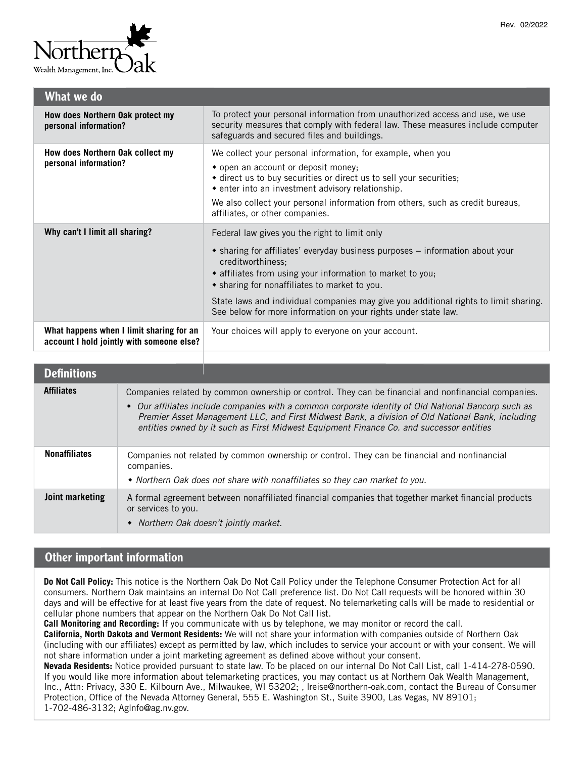Rev. 02/2022

Northern Oak Wealth Management, Inc.

## What we do

| | |
|---|---|
| **How does Northern Oak protect my personal information?** | To protect your personal information from unauthorized access and use, we use security measures that comply with federal law. These measures include computer safeguards and secured files and buildings. |
| **How does Northern Oak collect my personal information?** | We collect your personal information, for example, when you<br>• open an account or deposit money;<br>• direct us to buy securities or direct us to sell your securities;<br>• enter into an investment advisory relationship.<br>We also collect your personal information from others, such as credit bureaus, affiliates, or other companies. |
| **Why can't I limit all sharing?** | Federal law gives you the right to limit only<br>• sharing for affiliates' everyday business purposes – information about your creditworthiness;<br>• affiliates from using your information to market to you;<br>• sharing for nonaffiliates to market to you.<br>State laws and individual companies may give you additional rights to limit sharing. See below for more information on your rights under state law. |
| **What happens when I limit sharing for an account I hold jointly with someone else?** | Your choices will apply to everyone on your account. |

## Definitions

| | |
|---|---|
| **Affiliates** | Companies related by common ownership or control. They can be financial and nonfinancial companies.<br>• *Our affiliates include companies with a common corporate identity of Old National Bancorp such as Premier Asset Management LLC, and First Midwest Bank, a division of Old National Bank, including entities owned by it such as First Midwest Equipment Finance Co. and successor entities* |
| **Nonaffiliates** | Companies not related by common ownership or control. They can be financial and nonfinancial companies.<br>• *Northern Oak does not share with nonaffiliates so they can market to you.* |
| **Joint marketing** | A formal agreement between nonaffiliated financial companies that together market financial products or services to you.<br>• *Northern Oak doesn't jointly market.* |

## Other important information

**Do Not Call Policy:** This notice is the Northern Oak Do Not Call Policy under the Telephone Consumer Protection Act for all consumers. Northern Oak maintains an internal Do Not Call preference list. Do Not Call requests will be honored within 30 days and will be effective for at least five years from the date of request. No telemarketing calls will be made to residential or cellular phone numbers that appear on the Northern Oak Do Not Call list.
**Call Monitoring and Recording:** If you communicate with us by telephone, we may monitor or record the call.
**California, North Dakota and Vermont Residents:** We will not share your information with companies outside of Northern Oak (including with our affiliates) except as permitted by law, which includes to service your account or with your consent. We will not share information under a joint marketing agreement as defined above without your consent.
**Nevada Residents:** Notice provided pursuant to state law. To be placed on our internal Do Not Call List, call 1-414-278-0590. If you would like more information about telemarketing practices, you may contact us at Northern Oak Wealth Management, Inc., Attn: Privacy, 330 E. Kilbourn Ave., Milwaukee, WI 53202; , lreise@northern-oak.com, contact the Bureau of Consumer Protection, Office of the Nevada Attorney General, 555 E. Washington St., Suite 3900, Las Vegas, NV 89101; 1-702-486-3132; AgInfo@ag.nv.gov.